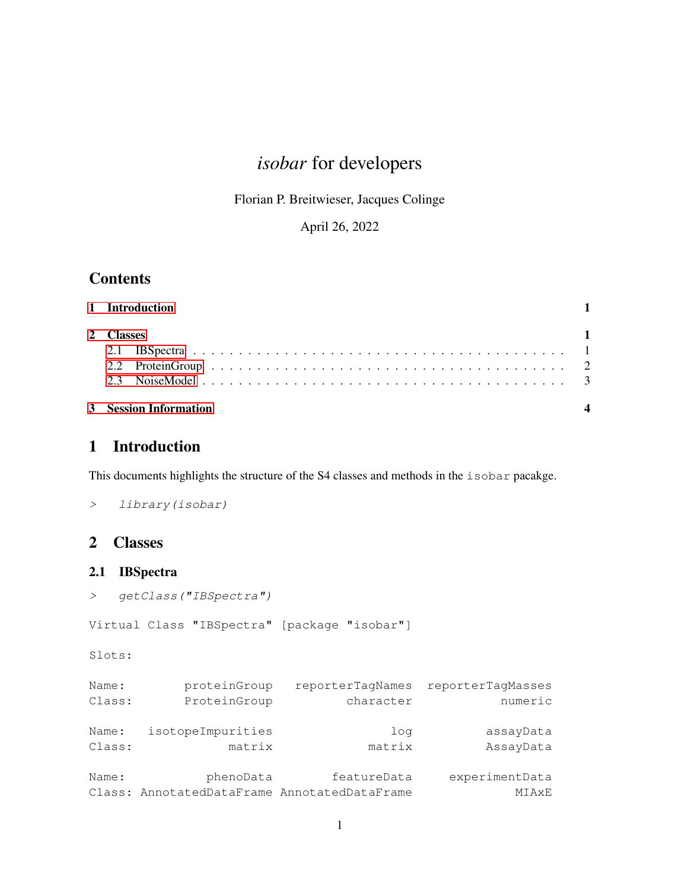# *isobar* for developers

Florian P. Breitwieser, Jacques Colinge

April 26, 2022

## Contents

| | |
|---|---|
| **1 Introduction** | **1** |
| **2 Classes** | **1** |
| 2.1 IBSpectra | 1 |
| 2.2 ProteinGroup | 2 |
| 2.3 NoiseModel | 3 |
| **3 Session Information** | **4** |

## 1 Introduction

This documents highlights the structure of the S4 classes and methods in the `isobar` pacakge.

```
>   library(isobar)
```

## 2 Classes

### 2.1 IBSpectra

```
>   getClass("IBSpectra")

Virtual Class "IBSpectra" [package "isobar"]

Slots:

Name:        proteinGroup   reporterTagNames  reporterTagMasses
Class:       ProteinGroup          character            numeric

Name:   isotopeImpurities                log          assayData
Class:             matrix             matrix          AssayData

Name:           phenoData        featureData     experimentData
Class: AnnotatedDataFrame AnnotatedDataFrame              MIAxE
```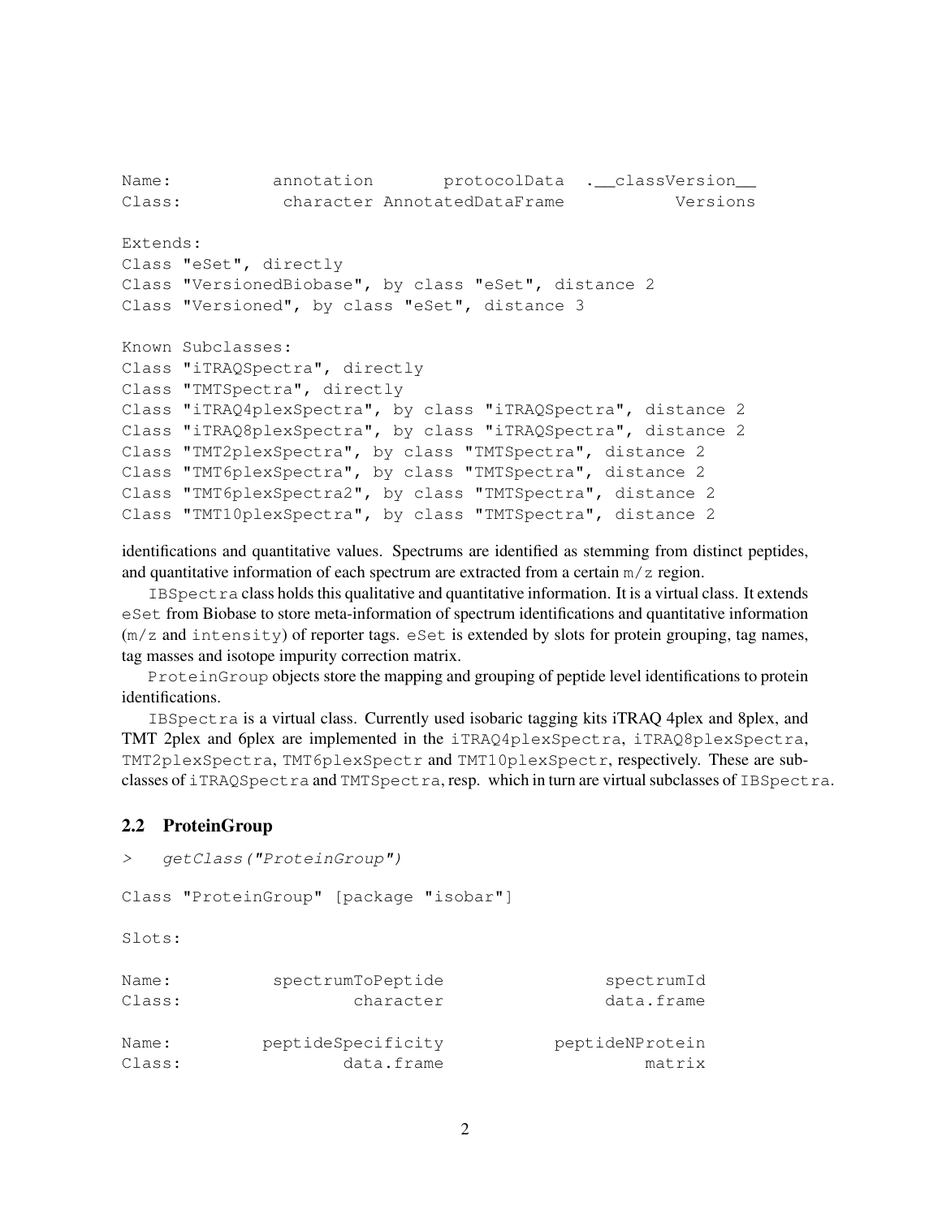```
Name:          annotation       protocolData  .__classVersion__
Class:          character AnnotatedDataFrame           Versions

Extends:
Class "eSet", directly
Class "VersionedBiobase", by class "eSet", distance 2
Class "Versioned", by class "eSet", distance 3

Known Subclasses:
Class "iTRAQSpectra", directly
Class "TMTSpectra", directly
Class "iTRAQ4plexSpectra", by class "iTRAQSpectra", distance 2
Class "iTRAQ8plexSpectra", by class "iTRAQSpectra", distance 2
Class "TMT2plexSpectra", by class "TMTSpectra", distance 2
Class "TMT6plexSpectra", by class "TMTSpectra", distance 2
Class "TMT6plexSpectra2", by class "TMTSpectra", distance 2
Class "TMT10plexSpectra", by class "TMTSpectra", distance 2
```

identifications and quantitative values. Spectrums are identified as stemming from distinct peptides, and quantitative information of each spectrum are extracted from a certain `m/z` region.

`IBSpectra` class holds this qualitative and quantitative information. It is a virtual class. It extends `eSet` from Biobase to store meta-information of spectrum identifications and quantitative information (`m/z` and `intensity`) of reporter tags. `eSet` is extended by slots for protein grouping, tag names, tag masses and isotope impurity correction matrix.

`ProteinGroup` objects store the mapping and grouping of peptide level identifications to protein identifications.

`IBSpectra` is a virtual class. Currently used isobaric tagging kits iTRAQ 4plex and 8plex, and TMT 2plex and 6plex are implemented in the `iTRAQ4plexSpectra`, `iTRAQ8plexSpectra`, `TMT2plexSpectra`, `TMT6plexSpectr` and `TMT10plexSpectr`, respectively. These are subclasses of `iTRAQSpectra` and `TMTSpectra`, resp. which in turn are virtual subclasses of `IBSpectra`.

## 2.2 ProteinGroup

```
>   getClass("ProteinGroup")

Class "ProteinGroup" [package "isobar"]

Slots:

Name:         spectrumToPeptide              spectrumId
Class:                character              data.frame

Name:        peptideSpecificity         peptideNProtein
Class:               data.frame                  matrix
```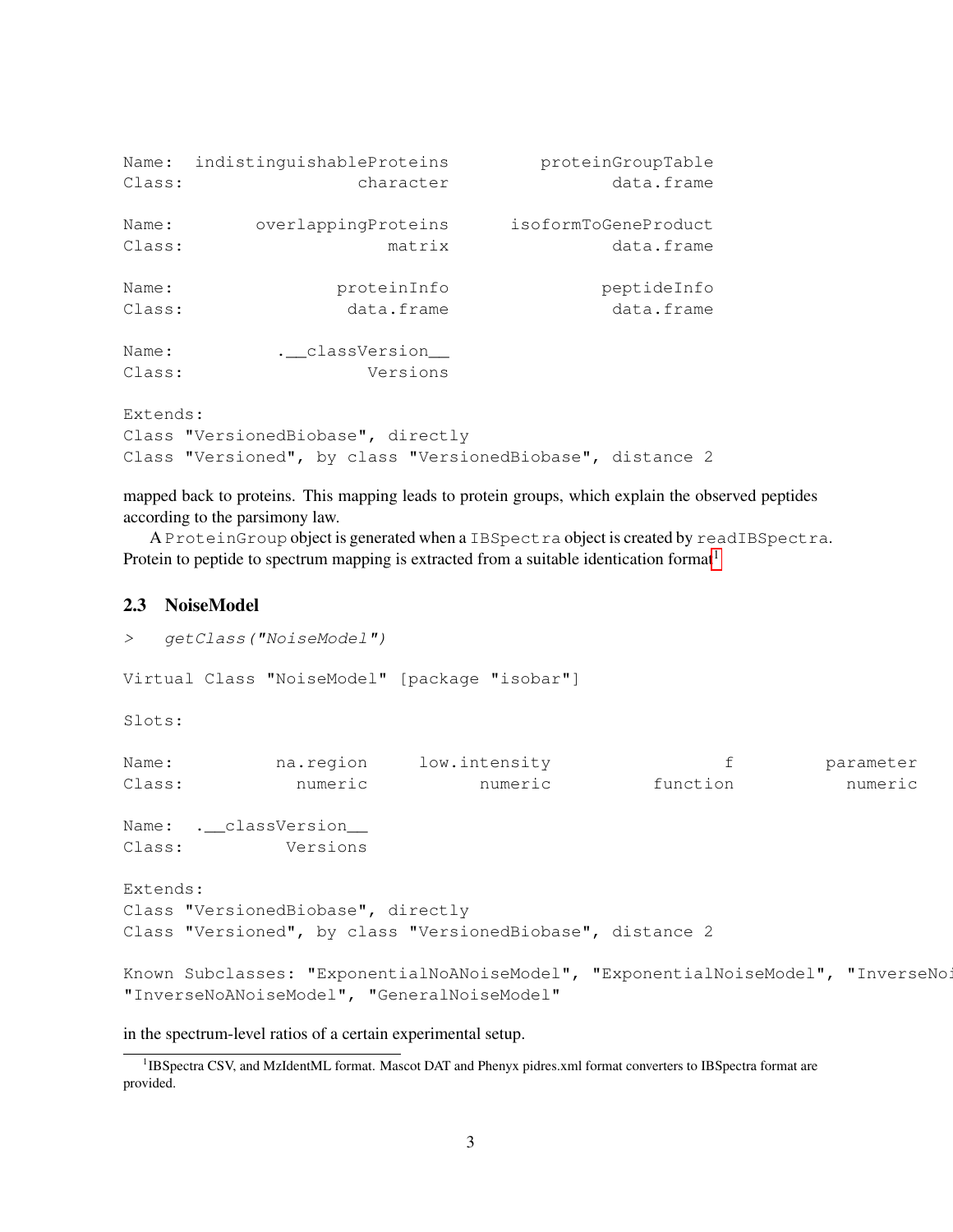```
Name:  indistinguishableProteins        proteinGroupTable
Class:                 character               data.frame

Name:       overlappingProteins      isoformToGeneProduct
Class:                    matrix               data.frame

Name:               proteinInfo               peptideInfo
Class:                data.frame               data.frame

Name:          .__classVersion__
Class:                  Versions

Extends:
Class "VersionedBiobase", directly
Class "Versioned", by class "VersionedBiobase", distance 2
```

mapped back to proteins. This mapping leads to protein groups, which explain the observed peptides according to the parsimony law.

A `ProteinGroup` object is generated when a `IBSpectra` object is created by `readIBSpectra`. Protein to peptide to spectrum mapping is extracted from a suitable identication format[1]

### 2.3 NoiseModel

```
>   getClass("NoiseModel")

Virtual Class "NoiseModel" [package "isobar"]

Slots:

Name:          na.region     low.intensity                 f         parameter
Class:           numeric           numeric          function           numeric

Name:  .__classVersion__
Class:          Versions

Extends:
Class "VersionedBiobase", directly
Class "Versioned", by class "VersionedBiobase", distance 2

Known Subclasses: "ExponentialNoANoiseModel", "ExponentialNoiseModel", "InverseNoi
"InverseNoANoiseModel", "GeneralNoiseModel"
```

in the spectrum-level ratios of a certain experimental setup.

[1] IBSpectra CSV, and MzIdentML format. Mascot DAT and Phenyx pidres.xml format converters to IBSpectra format are provided.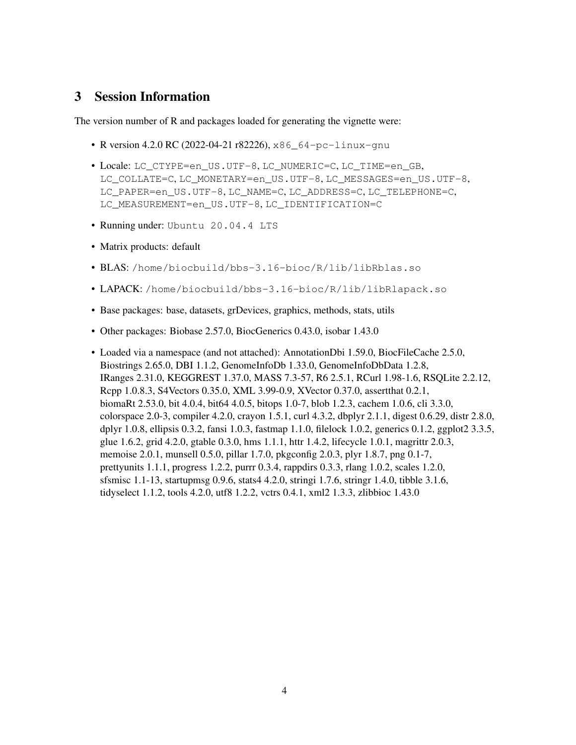## 3 Session Information

The version number of R and packages loaded for generating the vignette were:

- R version 4.2.0 RC (2022-04-21 r82226), `x86_64-pc-linux-gnu`
- Locale: `LC_CTYPE=en_US.UTF-8`, `LC_NUMERIC=C`, `LC_TIME=en_GB`, `LC_COLLATE=C`, `LC_MONETARY=en_US.UTF-8`, `LC_MESSAGES=en_US.UTF-8`, `LC_PAPER=en_US.UTF-8`, `LC_NAME=C`, `LC_ADDRESS=C`, `LC_TELEPHONE=C`, `LC_MEASUREMENT=en_US.UTF-8`, `LC_IDENTIFICATION=C`
- Running under: `Ubuntu 20.04.4 LTS`
- Matrix products: default
- BLAS: `/home/biocbuild/bbs-3.16-bioc/R/lib/libRblas.so`
- LAPACK: `/home/biocbuild/bbs-3.16-bioc/R/lib/libRlapack.so`
- Base packages: base, datasets, grDevices, graphics, methods, stats, utils
- Other packages: Biobase 2.57.0, BiocGenerics 0.43.0, isobar 1.43.0
- Loaded via a namespace (and not attached): AnnotationDbi 1.59.0, BiocFileCache 2.5.0, Biostrings 2.65.0, DBI 1.1.2, GenomeInfoDb 1.33.0, GenomeInfoDbData 1.2.8, IRanges 2.31.0, KEGGREST 1.37.0, MASS 7.3-57, R6 2.5.1, RCurl 1.98-1.6, RSQLite 2.2.12, Rcpp 1.0.8.3, S4Vectors 0.35.0, XML 3.99-0.9, XVector 0.37.0, assertthat 0.2.1, biomaRt 2.53.0, bit 4.0.4, bit64 4.0.5, bitops 1.0-7, blob 1.2.3, cachem 1.0.6, cli 3.3.0, colorspace 2.0-3, compiler 4.2.0, crayon 1.5.1, curl 4.3.2, dbplyr 2.1.1, digest 0.6.29, distr 2.8.0, dplyr 1.0.8, ellipsis 0.3.2, fansi 1.0.3, fastmap 1.1.0, filelock 1.0.2, generics 0.1.2, ggplot2 3.3.5, glue 1.6.2, grid 4.2.0, gtable 0.3.0, hms 1.1.1, httr 1.4.2, lifecycle 1.0.1, magrittr 2.0.3, memoise 2.0.1, munsell 0.5.0, pillar 1.7.0, pkgconfig 2.0.3, plyr 1.8.7, png 0.1-7, prettyunits 1.1.1, progress 1.2.2, purrr 0.3.4, rappdirs 0.3.3, rlang 1.0.2, scales 1.2.0, sfsmisc 1.1-13, startupmsg 0.9.6, stats4 4.2.0, stringi 1.7.6, stringr 1.4.0, tibble 3.1.6, tidyselect 1.1.2, tools 4.2.0, utf8 1.2.2, vctrs 0.4.1, xml2 1.3.3, zlibbioc 1.43.0